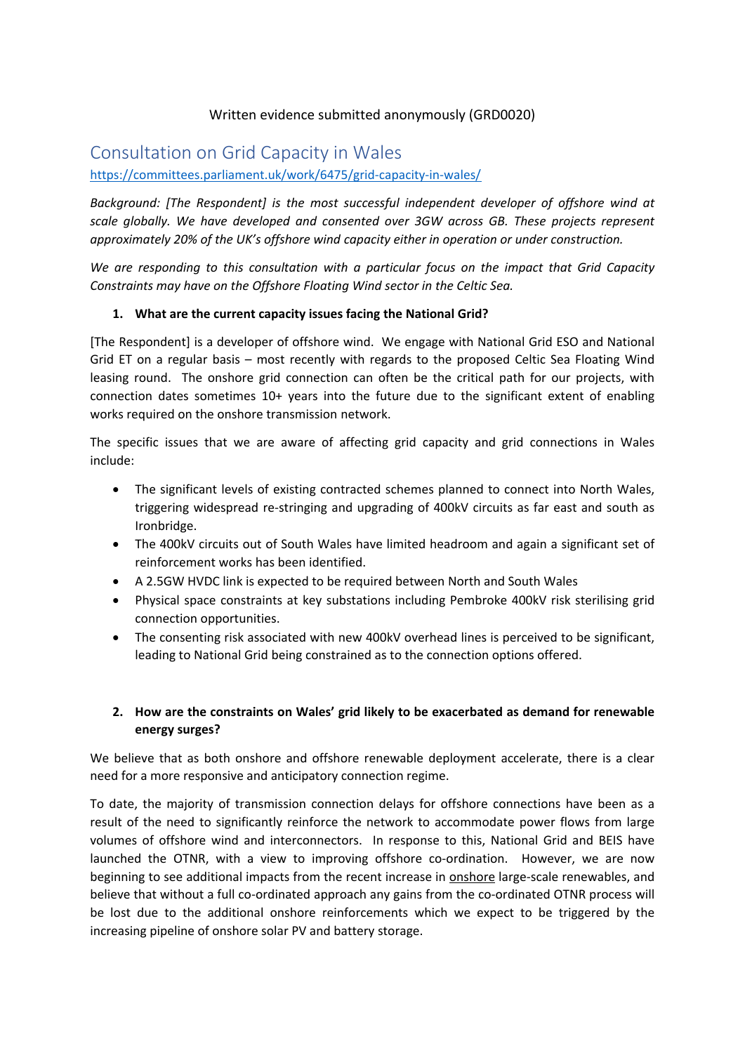Written evidence submitted anonymously (GRD0020)

# Consultation on Grid Capacity in Wales

https://committees.parliament.uk/work/6475/grid-capacity-in-wales/

*Background: [The Respondent] is the most successful independent developer of offshore wind at scale globally. We have developed and consented over 3GW across GB. These projects represent approximately 20% of the UK's offshore wind capacity either in operation or under construction.*

*We are responding to this consultation with a particular focus on the impact that Grid Capacity Constraints may have on the Offshore Floating Wind sector in the Celtic Sea.*

**1. What are the current capacity issues facing the National Grid?**

[The Respondent] is a developer of offshore wind. We engage with National Grid ESO and National Grid ET on a regular basis – most recently with regards to the proposed Celtic Sea Floating Wind leasing round. The onshore grid connection can often be the critical path for our projects, with connection dates sometimes 10+ years into the future due to the significant extent of enabling works required on the onshore transmission network.

The specific issues that we are aware of affecting grid capacity and grid connections in Wales include:

- The significant levels of existing contracted schemes planned to connect into North Wales, triggering widespread re-stringing and upgrading of 400kV circuits as far east and south as Ironbridge.
- The 400kV circuits out of South Wales have limited headroom and again a significant set of reinforcement works has been identified.
- A 2.5GW HVDC link is expected to be required between North and South Wales
- Physical space constraints at key substations including Pembroke 400kV risk sterilising grid connection opportunities.
- The consenting risk associated with new 400kV overhead lines is perceived to be significant, leading to National Grid being constrained as to the connection options offered.

**2. How are the constraints on Wales' grid likely to be exacerbated as demand for renewable energy surges?**

We believe that as both onshore and offshore renewable deployment accelerate, there is a clear need for a more responsive and anticipatory connection regime.

To date, the majority of transmission connection delays for offshore connections have been as a result of the need to significantly reinforce the network to accommodate power flows from large volumes of offshore wind and interconnectors. In response to this, National Grid and BEIS have launched the OTNR, with a view to improving offshore co-ordination. However, we are now beginning to see additional impacts from the recent increase in <u>onshore</u> large-scale renewables, and believe that without a full co-ordinated approach any gains from the co-ordinated OTNR process will be lost due to the additional onshore reinforcements which we expect to be triggered by the increasing pipeline of onshore solar PV and battery storage.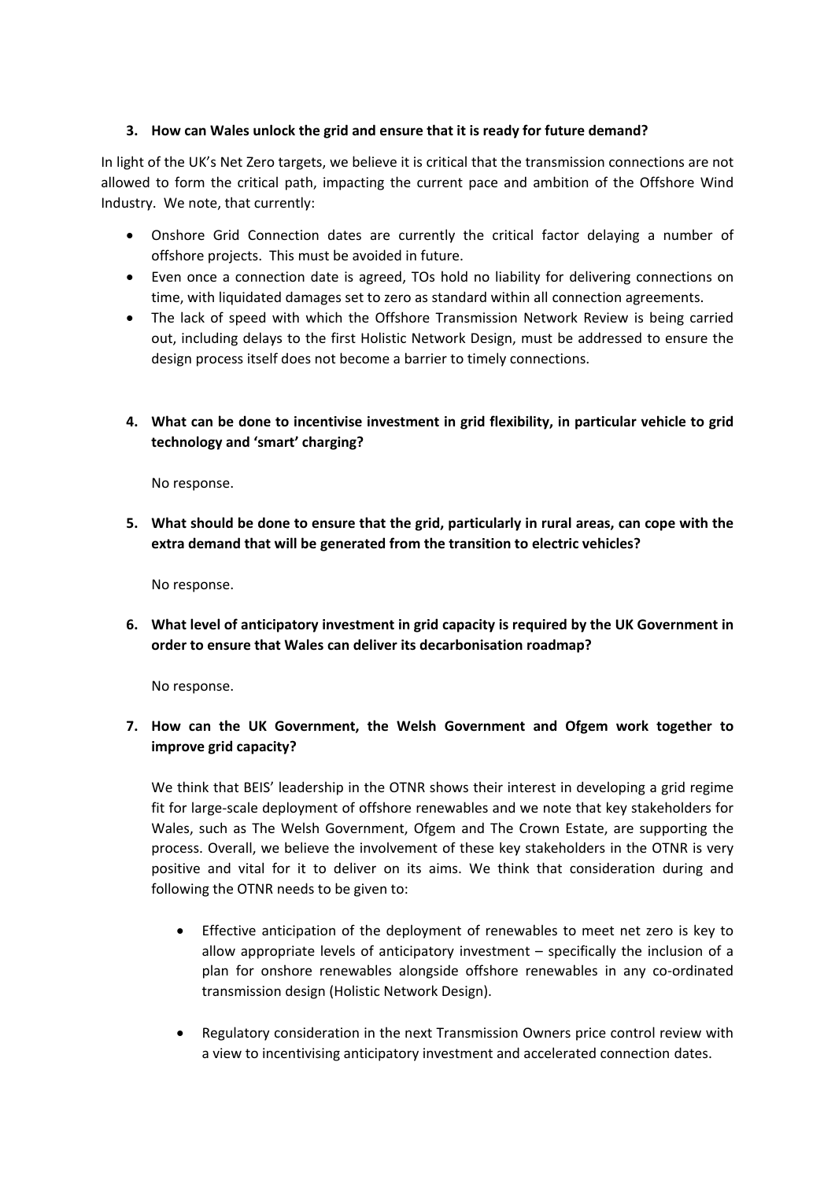3. **How can Wales unlock the grid and ensure that it is ready for future demand?**

In light of the UK's Net Zero targets, we believe it is critical that the transmission connections are not allowed to form the critical path, impacting the current pace and ambition of the Offshore Wind Industry. We note, that currently:

- Onshore Grid Connection dates are currently the critical factor delaying a number of offshore projects. This must be avoided in future.
- Even once a connection date is agreed, TOs hold no liability for delivering connections on time, with liquidated damages set to zero as standard within all connection agreements.
- The lack of speed with which the Offshore Transmission Network Review is being carried out, including delays to the first Holistic Network Design, must be addressed to ensure the design process itself does not become a barrier to timely connections.

4. **What can be done to incentivise investment in grid flexibility, in particular vehicle to grid technology and 'smart' charging?**

   No response.

5. **What should be done to ensure that the grid, particularly in rural areas, can cope with the extra demand that will be generated from the transition to electric vehicles?**

   No response.

6. **What level of anticipatory investment in grid capacity is required by the UK Government in order to ensure that Wales can deliver its decarbonisation roadmap?**

   No response.

7. **How can the UK Government, the Welsh Government and Ofgem work together to improve grid capacity?**

   We think that BEIS' leadership in the OTNR shows their interest in developing a grid regime fit for large-scale deployment of offshore renewables and we note that key stakeholders for Wales, such as The Welsh Government, Ofgem and The Crown Estate, are supporting the process. Overall, we believe the involvement of these key stakeholders in the OTNR is very positive and vital for it to deliver on its aims. We think that consideration during and following the OTNR needs to be given to:

   - Effective anticipation of the deployment of renewables to meet net zero is key to allow appropriate levels of anticipatory investment – specifically the inclusion of a plan for onshore renewables alongside offshore renewables in any co-ordinated transmission design (Holistic Network Design).

   - Regulatory consideration in the next Transmission Owners price control review with a view to incentivising anticipatory investment and accelerated connection dates.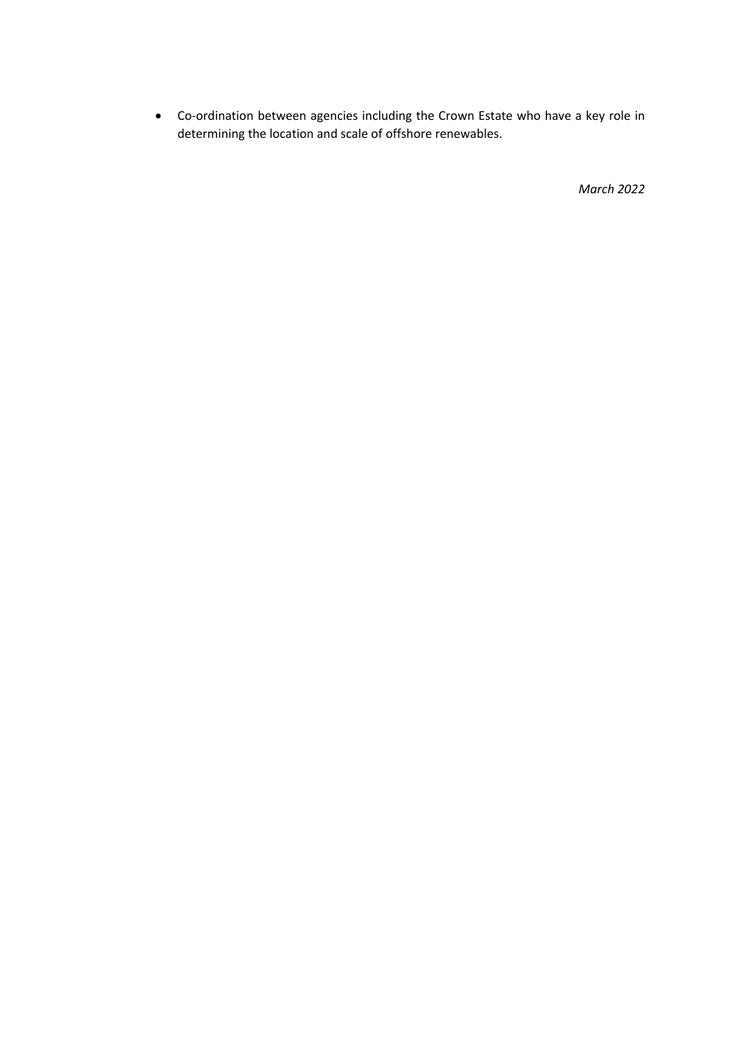- Co-ordination between agencies including the Crown Estate who have a key role in determining the location and scale of offshore renewables.

*March 2022*